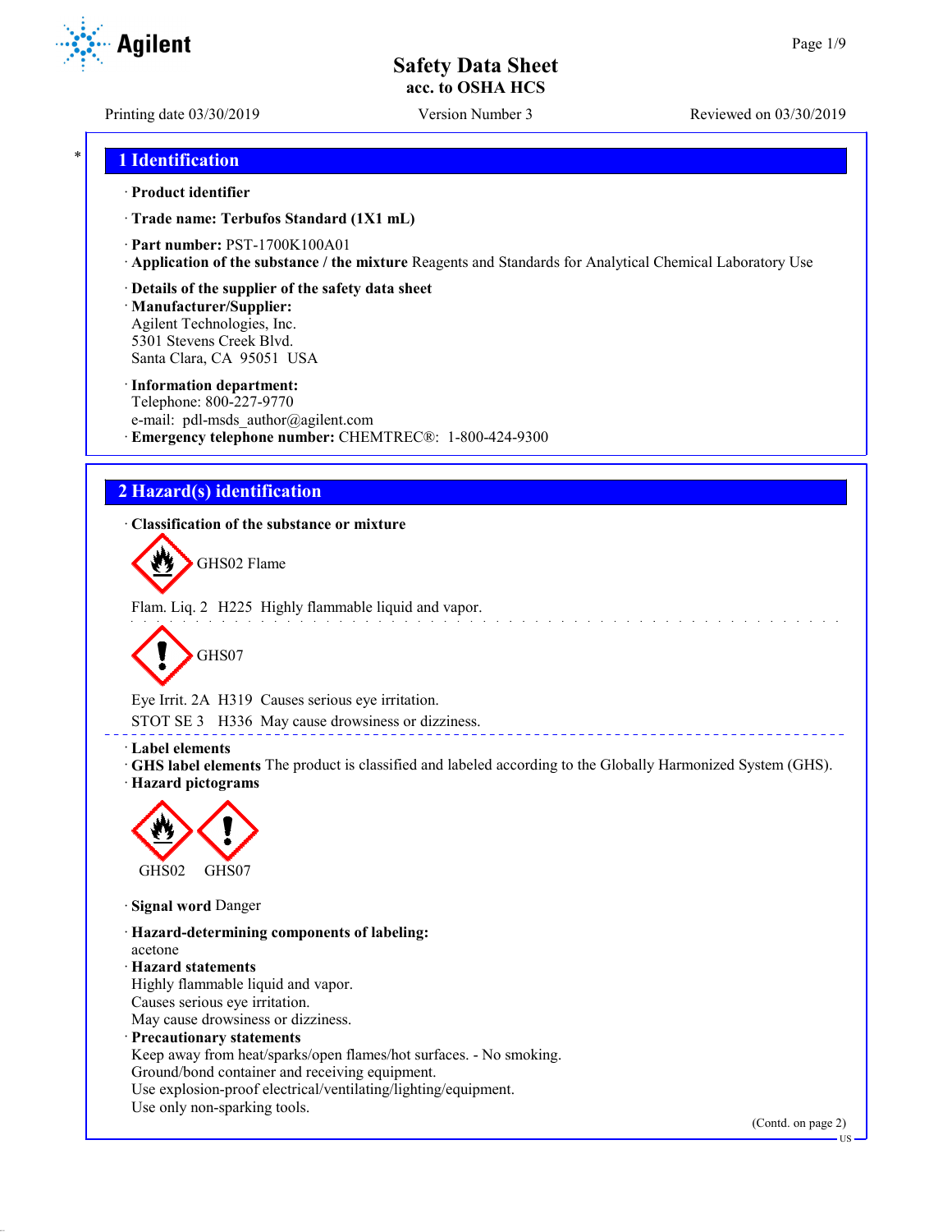# Safety Data Sheet
**acc. to OSHA HCS**

Printing date 03/30/2019 Version Number 3 Reviewed on 03/30/2019

## 1 Identification

· **Product identifier**

· **Trade name: Terbufos Standard (1X1 mL)**

· **Part number:** PST-1700K100A01
· **Application of the substance / the mixture** Reagents and Standards for Analytical Chemical Laboratory Use

· **Details of the supplier of the safety data sheet**
· **Manufacturer/Supplier:**
Agilent Technologies, Inc.
5301 Stevens Creek Blvd.
Santa Clara, CA 95051 USA

· **Information department:**
Telephone: 800-227-9770
e-mail: pdl-msds_author@agilent.com
· **Emergency telephone number:** CHEMTREC®: 1-800-424-9300

## 2 Hazard(s) identification

· **Classification of the substance or mixture**

GHS02 Flame

Flam. Liq. 2 H225 Highly flammable liquid and vapor.

GHS07

Eye Irrit. 2A H319 Causes serious eye irritation.
STOT SE 3 H336 May cause drowsiness or dizziness.

· **Label elements**
· **GHS label elements** The product is classified and labeled according to the Globally Harmonized System (GHS).
· **Hazard pictograms**

GHS02 GHS07

· **Signal word** Danger

· **Hazard-determining components of labeling:**
acetone
· **Hazard statements**
Highly flammable liquid and vapor.
Causes serious eye irritation.
May cause drowsiness or dizziness.
· **Precautionary statements**
Keep away from heat/sparks/open flames/hot surfaces. - No smoking.
Ground/bond container and receiving equipment.
Use explosion-proof electrical/ventilating/lighting/equipment.
Use only non-sparking tools.

(Contd. on page 2)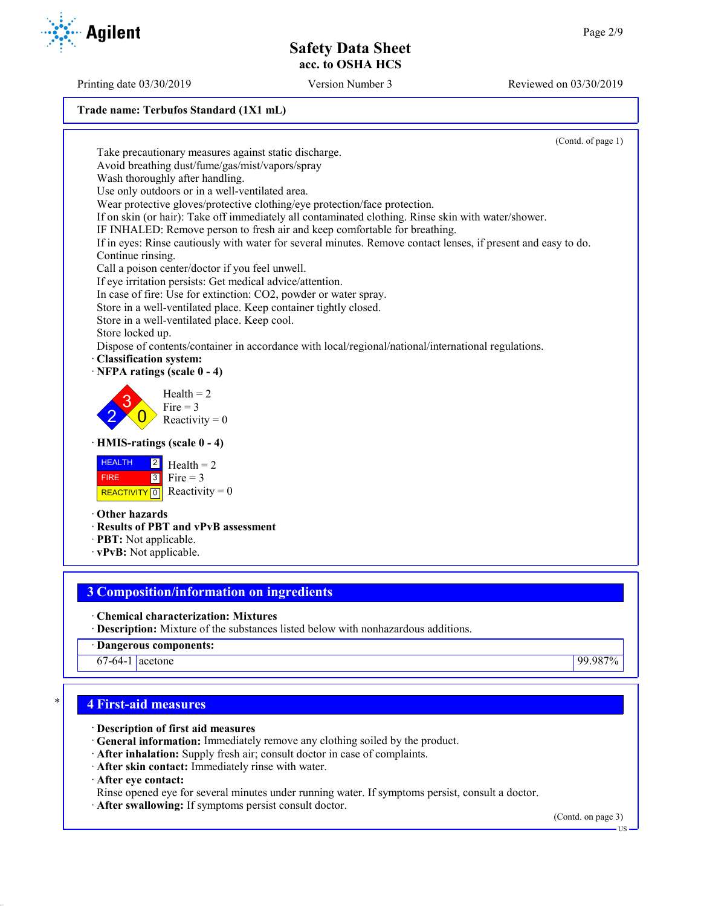Trade name: Terbufos Standard (1X1 mL)

(Contd. of page 1)

Take precautionary measures against static discharge.
Avoid breathing dust/fume/gas/mist/vapors/spray
Wash thoroughly after handling.
Use only outdoors or in a well-ventilated area.
Wear protective gloves/protective clothing/eye protection/face protection.
If on skin (or hair): Take off immediately all contaminated clothing. Rinse skin with water/shower.
IF INHALED: Remove person to fresh air and keep comfortable for breathing.
If in eyes: Rinse cautiously with water for several minutes. Remove contact lenses, if present and easy to do. Continue rinsing.
Call a poison center/doctor if you feel unwell.
If eye irritation persists: Get medical advice/attention.
In case of fire: Use for extinction: CO2, powder or water spray.
Store in a well-ventilated place. Keep container tightly closed.
Store in a well-ventilated place. Keep cool.
Store locked up.
Dispose of contents/container in accordance with local/regional/national/international regulations.

· **Classification system:**
· **NFPA ratings (scale 0 - 4)**

Health = 2
Fire = 3
Reactivity = 0

· **HMIS-ratings (scale 0 - 4)**

| | | |
|---|---|---|
| HEALTH | 2 | Health = 2 |
| FIRE | 3 | Fire = 3 |
| REACTIVITY | 0 | Reactivity = 0 |

· **Other hazards**
· **Results of PBT and vPvB assessment**
· **PBT:** Not applicable.
· **vPvB:** Not applicable.

## 3 Composition/information on ingredients

· **Chemical characterization: Mixtures**
· **Description:** Mixture of the substances listed below with nonhazardous additions.

| · Dangerous components: | | |
|---|---|---|
| 67-64-1 | acetone | 99.987% |

## 4 First-aid measures

· **Description of first aid measures**
· **General information:** Immediately remove any clothing soiled by the product.
· **After inhalation:** Supply fresh air; consult doctor in case of complaints.
· **After skin contact:** Immediately rinse with water.
· **After eye contact:**
Rinse opened eye for several minutes under running water. If symptoms persist, consult a doctor.
· **After swallowing:** If symptoms persist consult doctor.

(Contd. on page 3)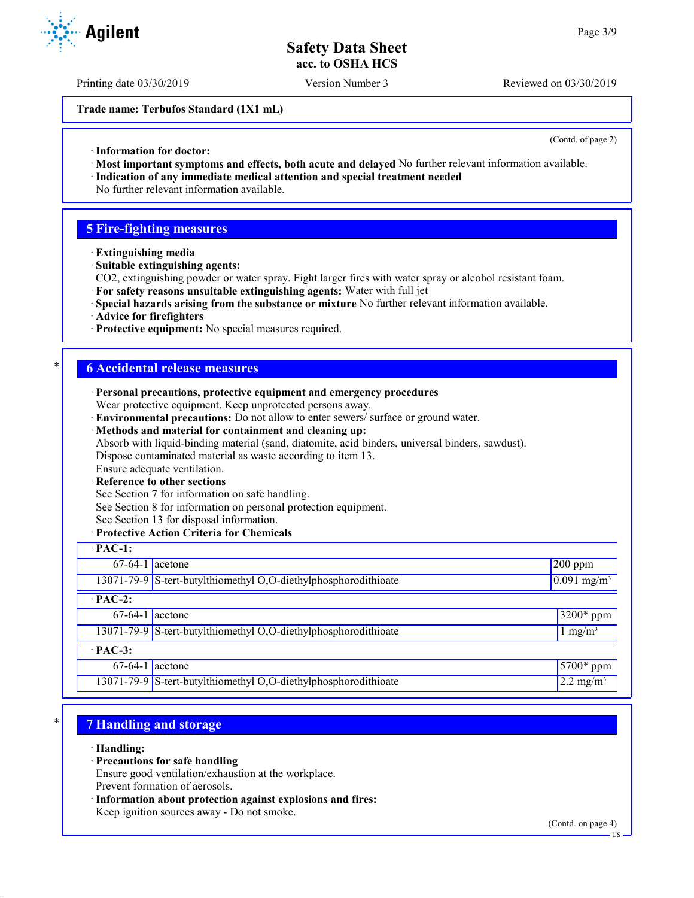Trade name: Terbufos Standard (1X1 mL)

(Contd. of page 2)

· **Information for doctor:**
· **Most important symptoms and effects, both acute and delayed** No further relevant information available.
· **Indication of any immediate medical attention and special treatment needed**
No further relevant information available.

## 5 Fire-fighting measures

· **Extinguishing media**
· **Suitable extinguishing agents:**
$CO_2$, extinguishing powder or water spray. Fight larger fires with water spray or alcohol resistant foam.
· **For safety reasons unsuitable extinguishing agents:** Water with full jet
· **Special hazards arising from the substance or mixture** No further relevant information available.
· **Advice for firefighters**
· **Protective equipment:** No special measures required.

## 6 Accidental release measures

· **Personal precautions, protective equipment and emergency procedures**
Wear protective equipment. Keep unprotected persons away.
· **Environmental precautions:** Do not allow to enter sewers/ surface or ground water.
· **Methods and material for containment and cleaning up:**
Absorb with liquid-binding material (sand, diatomite, acid binders, universal binders, sawdust).
Dispose contaminated material as waste according to item 13.
Ensure adequate ventilation.
· **Reference to other sections**
See Section 7 for information on safe handling.
See Section 8 for information on personal protection equipment.
See Section 13 for disposal information.
· **Protective Action Criteria for Chemicals**

| · **PAC-1:** | | |
|---|---|---|
| 67-64-1 | acetone | 200 ppm |
| 13071-79-9 | S-tert-butylthiomethyl O,O-diethylphosphorodithioate | 0.091 mg/m³ |
| · **PAC-2:** | | |
| 67-64-1 | acetone | 3200* ppm |
| 13071-79-9 | S-tert-butylthiomethyl O,O-diethylphosphorodithioate | 1 mg/m³ |
| · **PAC-3:** | | |
| 67-64-1 | acetone | 5700* ppm |
| 13071-79-9 | S-tert-butylthiomethyl O,O-diethylphosphorodithioate | 2.2 mg/m³ |

## 7 Handling and storage

· **Handling:**
· **Precautions for safe handling**
Ensure good ventilation/exhaustion at the workplace.
Prevent formation of aerosols.
· **Information about protection against explosions and fires:**
Keep ignition sources away - Do not smoke.

(Contd. on page 4)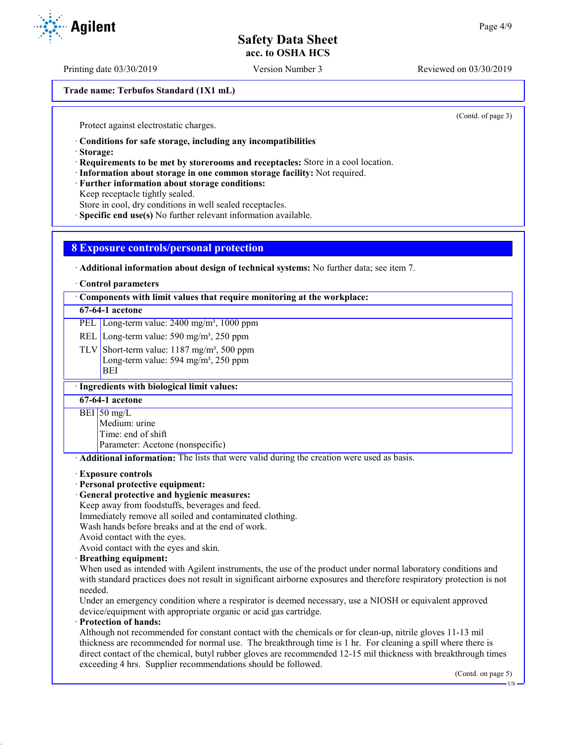Trade name: Terbufos Standard (1X1 mL)

(Contd. of page 3)

Protect against electrostatic charges.

· **Conditions for safe storage, including any incompatibilities**
· **Storage:**
· **Requirements to be met by storerooms and receptacles:** Store in a cool location.
· **Information about storage in one common storage facility:** Not required.
· **Further information about storage conditions:**
Keep receptacle tightly sealed.
Store in cool, dry conditions in well sealed receptacles.
· **Specific end use(s)** No further relevant information available.

## 8 Exposure controls/personal protection

· **Additional information about design of technical systems:** No further data; see item 7.

· **Control parameters**

| · Components with limit values that require monitoring at the workplace: | |
|---|---|
| **67-64-1 acetone** | |
| PEL | Long-term value: 2400 mg/m³, 1000 ppm |
| REL | Long-term value: 590 mg/m³, 250 ppm |
| TLV | Short-term value: 1187 mg/m³, 500 ppm<br>Long-term value: 594 mg/m³, 250 ppm<br>BEI |

| · Ingredients with biological limit values: | |
|---|---|
| **67-64-1 acetone** | |
| BEI | 50 mg/L<br>Medium: urine<br>Time: end of shift<br>Parameter: Acetone (nonspecific) |

· **Additional information:** The lists that were valid during the creation were used as basis.

· **Exposure controls**
· **Personal protective equipment:**
· **General protective and hygienic measures:**
Keep away from foodstuffs, beverages and feed.
Immediately remove all soiled and contaminated clothing.
Wash hands before breaks and at the end of work.
Avoid contact with the eyes.
Avoid contact with the eyes and skin.
· **Breathing equipment:**
When used as intended with Agilent instruments, the use of the product under normal laboratory conditions and with standard practices does not result in significant airborne exposures and therefore respiratory protection is not needed.
Under an emergency condition where a respirator is deemed necessary, use a NIOSH or equivalent approved device/equipment with appropriate organic or acid gas cartridge.
· **Protection of hands:**
Although not recommended for constant contact with the chemicals or for clean-up, nitrile gloves 11-13 mil thickness are recommended for normal use. The breakthrough time is 1 hr. For cleaning a spill where there is direct contact of the chemical, butyl rubber gloves are recommended 12-15 mil thickness with breakthrough times exceeding 4 hrs. Supplier recommendations should be followed.

(Contd. on page 5)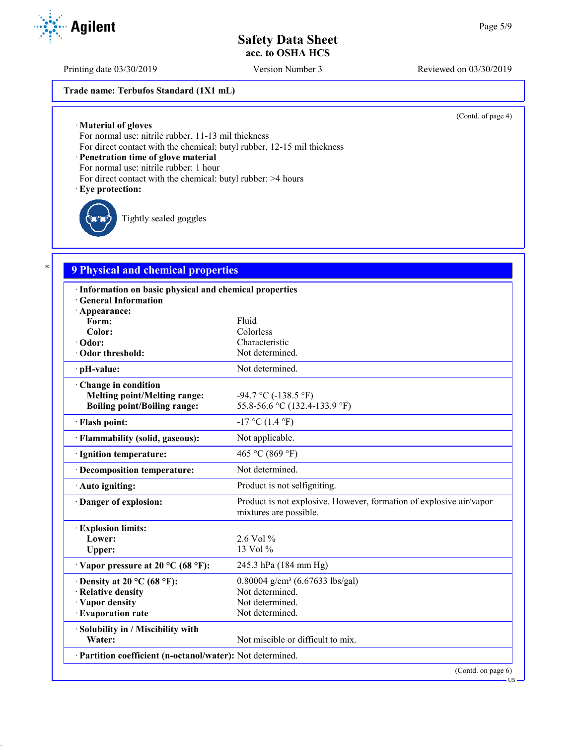Trade name: Terbufos Standard (1X1 mL)

(Contd. of page 4)

· **Material of gloves**
For normal use: nitrile rubber, 11-13 mil thickness
For direct contact with the chemical: butyl rubber, 12-15 mil thickness

· **Penetration time of glove material**
For normal use: nitrile rubber: 1 hour
For direct contact with the chemical: butyl rubber: >4 hours

· **Eye protection:**

Tightly sealed goggles

## 9 Physical and chemical properties

| | |
|---|---|
| · **Information on basic physical and chemical properties** | |
| · **General Information** | |
| · **Appearance:** | |
| **Form:** | Fluid |
| **Color:** | Colorless |
| · **Odor:** | Characteristic |
| · **Odor threshold:** | Not determined. |
| · **pH-value:** | Not determined. |
| · **Change in condition** | |
| **Melting point/Melting range:** | -94.7 °C (-138.5 °F) |
| **Boiling point/Boiling range:** | 55.8-56.6 °C (132.4-133.9 °F) |
| · **Flash point:** | -17 °C (1.4 °F) |
| · **Flammability (solid, gaseous):** | Not applicable. |
| · **Ignition temperature:** | 465 °C (869 °F) |
| · **Decomposition temperature:** | Not determined. |
| · **Auto igniting:** | Product is not selfigniting. |
| · **Danger of explosion:** | Product is not explosive. However, formation of explosive air/vapor mixtures are possible. |
| · **Explosion limits:** | |
| **Lower:** | 2.6 Vol % |
| **Upper:** | 13 Vol % |
| · **Vapor pressure at 20 °C (68 °F):** | 245.3 hPa (184 mm Hg) |
| · **Density at 20 °C (68 °F):** | 0.80004 g/cm³ (6.67633 lbs/gal) |
| · **Relative density** | Not determined. |
| · **Vapor density** | Not determined. |
| · **Evaporation rate** | Not determined. |
| · **Solubility in / Miscibility with** | |
| **Water:** | Not miscible or difficult to mix. |
| · **Partition coefficient (n-octanol/water):** | Not determined. |

(Contd. on page 6)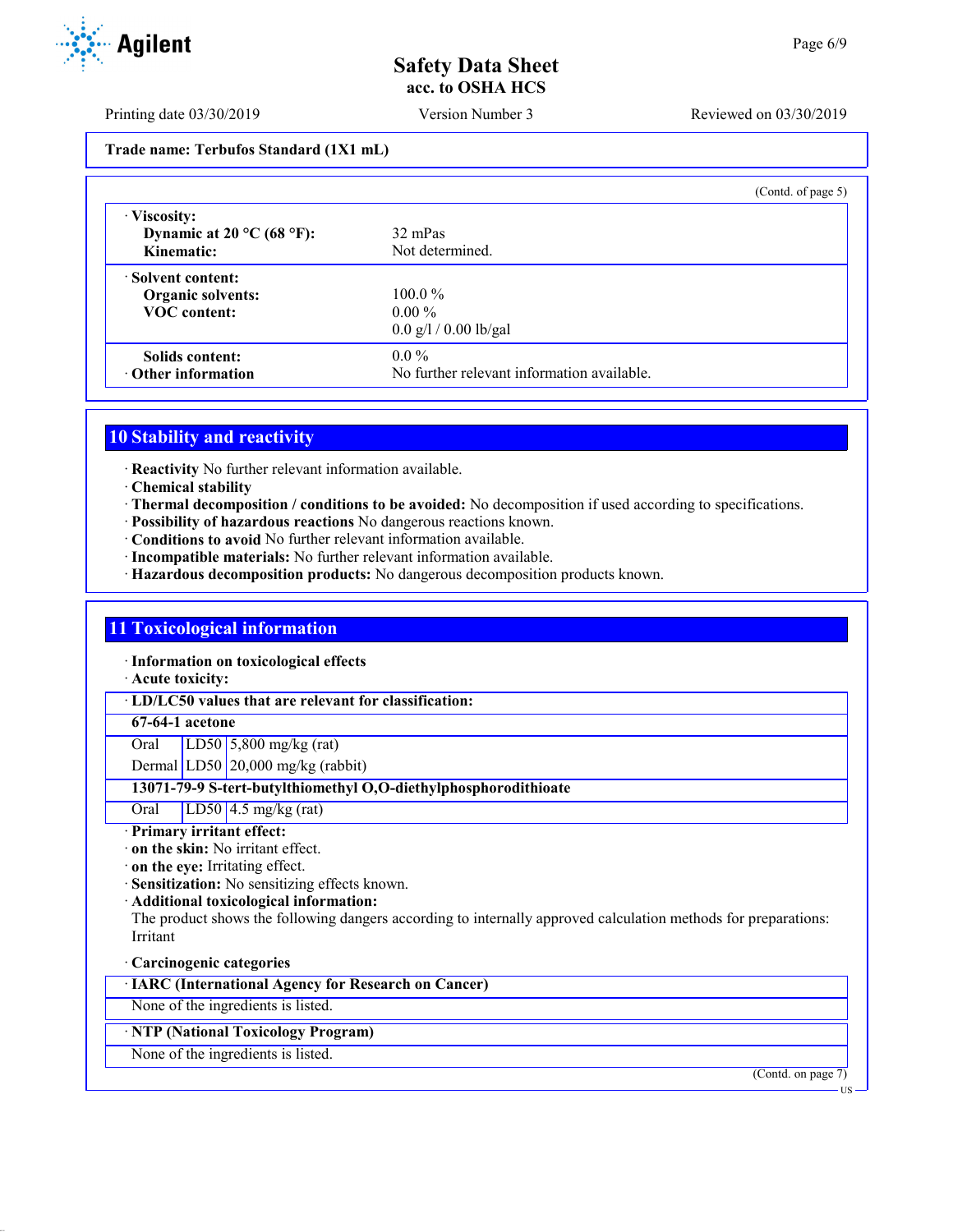Trade name: Terbufos Standard (1X1 mL)

(Contd. of page 5)

| | |
|---|---|
| · **Viscosity:** | |
| **Dynamic at 20 °C (68 °F):** | 32 mPas |
| **Kinematic:** | Not determined. |
| · **Solvent content:** | |
| **Organic solvents:** | 100.0 % |
| **VOC content:** | 0.00 % |
| | 0.0 g/l / 0.00 lb/gal |
| **Solids content:** | 0.0 % |
| · **Other information** | No further relevant information available. |

## 10 Stability and reactivity

· **Reactivity** No further relevant information available.
· **Chemical stability**
· **Thermal decomposition / conditions to be avoided:** No decomposition if used according to specifications.
· **Possibility of hazardous reactions** No dangerous reactions known.
· **Conditions to avoid** No further relevant information available.
· **Incompatible materials:** No further relevant information available.
· **Hazardous decomposition products:** No dangerous decomposition products known.

## 11 Toxicological information

· **Information on toxicological effects**
· **Acute toxicity:**

| · **LD/LC50 values that are relevant for classification:** | | |
|---|---|---|
| **67-64-1 acetone** | | |
| Oral | LD50 | 5,800 mg/kg (rat) |
| Dermal | LD50 | 20,000 mg/kg (rabbit) |
| **13071-79-9 S-tert-butylthiomethyl O,O-diethylphosphorodithioate** | | |
| Oral | LD50 | 4.5 mg/kg (rat) |

· **Primary irritant effect:**
· **on the skin:** No irritant effect.
· **on the eye:** Irritating effect.
· **Sensitization:** No sensitizing effects known.
· **Additional toxicological information:**
The product shows the following dangers according to internally approved calculation methods for preparations:
Irritant

· **Carcinogenic categories**

| · **IARC (International Agency for Research on Cancer)** |
|---|
| None of the ingredients is listed. |

| · **NTP (National Toxicology Program)** |
|---|
| None of the ingredients is listed. |

(Contd. on page 7)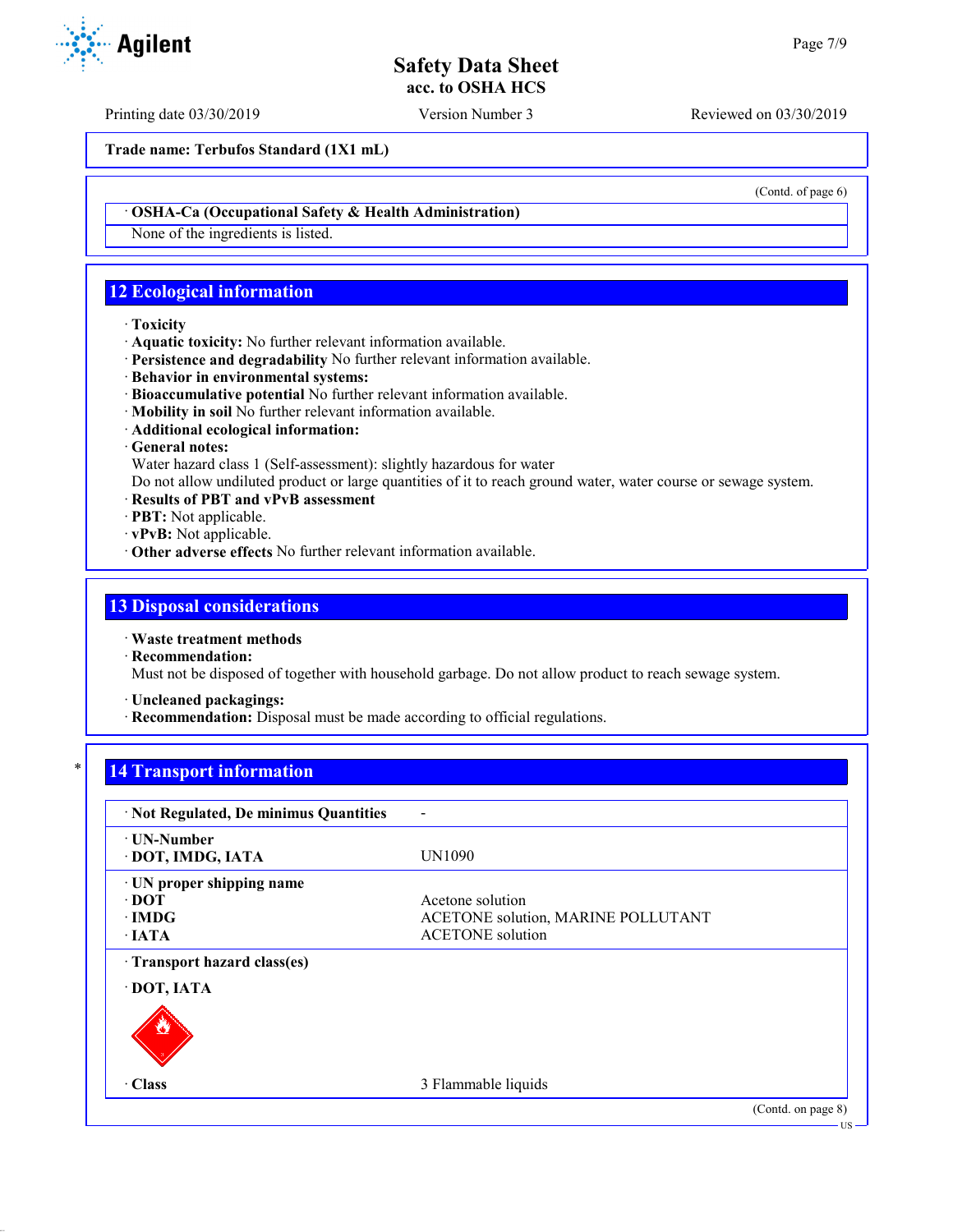Trade name: Terbufos Standard (1X1 mL)

(Contd. of page 6)

· **OSHA-Ca (Occupational Safety & Health Administration)**

None of the ingredients is listed.

## 12 Ecological information

· **Toxicity**
· **Aquatic toxicity:** No further relevant information available.
· **Persistence and degradability** No further relevant information available.
· **Behavior in environmental systems:**
· **Bioaccumulative potential** No further relevant information available.
· **Mobility in soil** No further relevant information available.
· **Additional ecological information:**
· **General notes:**
Water hazard class 1 (Self-assessment): slightly hazardous for water
Do not allow undiluted product or large quantities of it to reach ground water, water course or sewage system.
· **Results of PBT and vPvB assessment**
· **PBT:** Not applicable.
· **vPvB:** Not applicable.
· **Other adverse effects** No further relevant information available.

## 13 Disposal considerations

· **Waste treatment methods**
· **Recommendation:**
Must not be disposed of together with household garbage. Do not allow product to reach sewage system.

· **Uncleaned packagings:**
· **Recommendation:** Disposal must be made according to official regulations.

## 14 Transport information

| | |
|---|---|
| · **Not Regulated, De minimus Quantities** | - |
| · **UN-Number**<br>· **DOT, IMDG, IATA** | UN1090 |
| · **UN proper shipping name**<br>· **DOT**<br>· **IMDG**<br>· **IATA** | Acetone solution<br>ACETONE solution, MARINE POLLUTANT<br>ACETONE solution |
| · **Transport hazard class(es)**<br>· **DOT, IATA** | |
| · **Class** | 3 Flammable liquids |

(Contd. on page 8)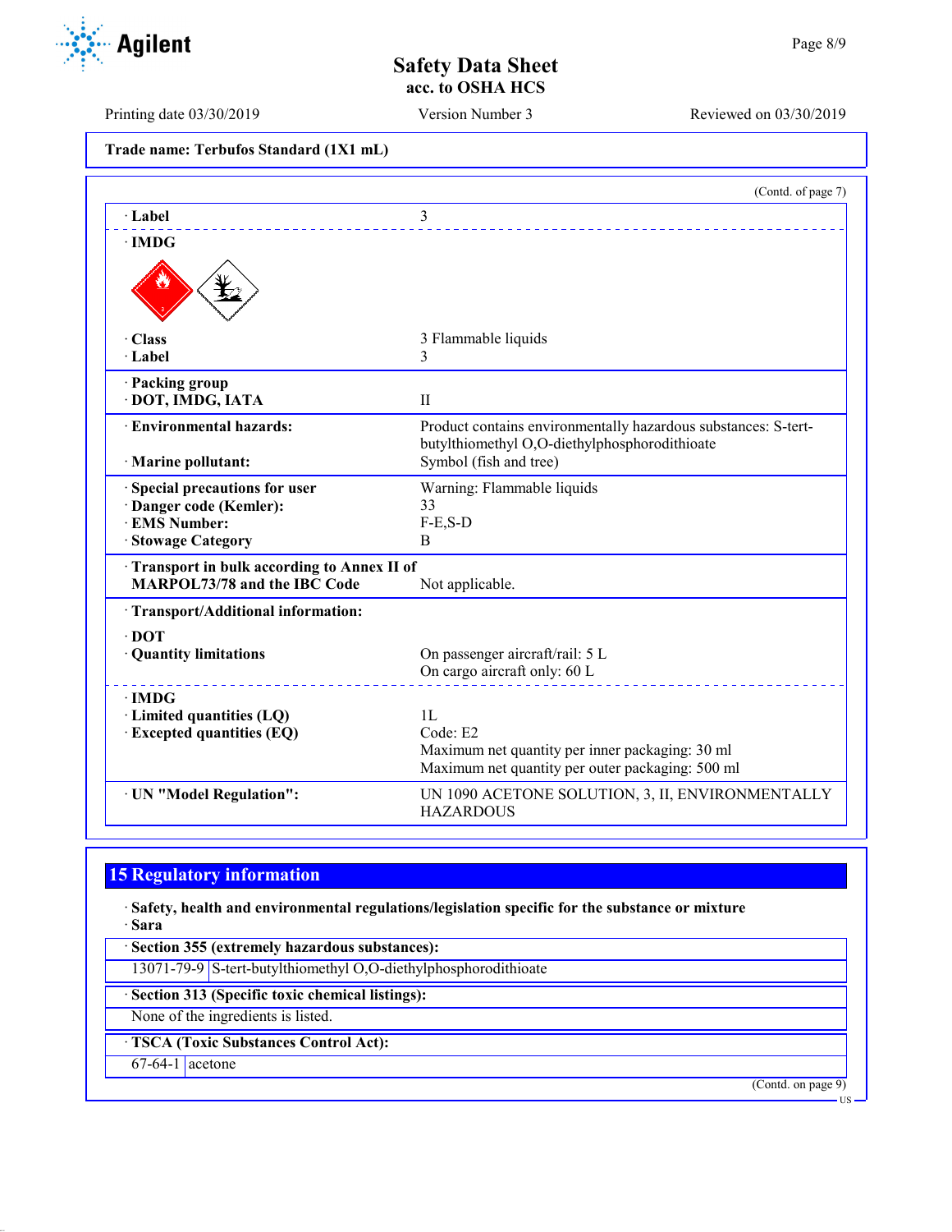Trade name: Terbufos Standard (1X1 mL)

(Contd. of page 7)

| | |
|---|---|
| · Label | 3 |
| · IMDG | |
| · Class | 3 Flammable liquids |
| · Label | 3 |
| · Packing group<br>· DOT, IMDG, IATA | II |
| · Environmental hazards: | Product contains environmentally hazardous substances: S-tert-butylthiomethyl O,O-diethylphosphorodithioate |
| · Marine pollutant: | Symbol (fish and tree) |
| · Special precautions for user | Warning: Flammable liquids |
| · Danger code (Kemler): | 33 |
| · EMS Number: | F-E,S-D |
| · Stowage Category | B |
| · Transport in bulk according to Annex II of MARPOL73/78 and the IBC Code | Not applicable. |
| · Transport/Additional information: | |
| · DOT | |
| · Quantity limitations | On passenger aircraft/rail: 5 L<br>On cargo aircraft only: 60 L |
| · IMDG | |
| · Limited quantities (LQ) | 1L |
| · Excepted quantities (EQ) | Code: E2<br>Maximum net quantity per inner packaging: 30 ml<br>Maximum net quantity per outer packaging: 500 ml |
| · UN "Model Regulation": | UN 1090 ACETONE SOLUTION, 3, II, ENVIRONMENTALLY HAZARDOUS |

## 15 Regulatory information

· **Safety, health and environmental regulations/legislation specific for the substance or mixture**
· **Sara**

| · Section 355 (extremely hazardous substances): | |
|---|---|
| 13071-79-9 | S-tert-butylthiomethyl O,O-diethylphosphorodithioate |

| · Section 313 (Specific toxic chemical listings): |
|---|
| None of the ingredients is listed. |

| · TSCA (Toxic Substances Control Act): | |
|---|---|
| 67-64-1 | acetone |

(Contd. on page 9)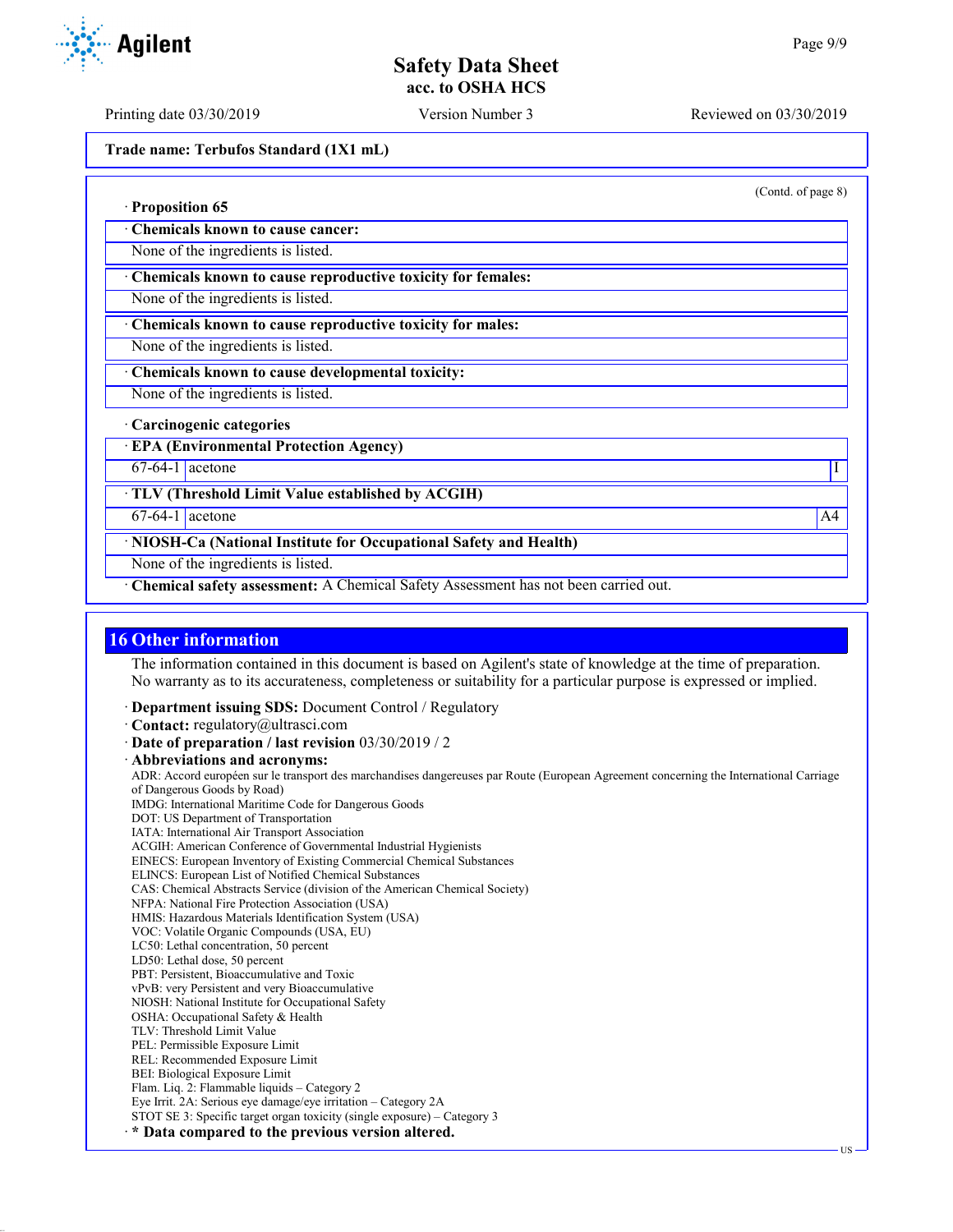Trade name: Terbufos Standard (1X1 mL)

(Contd. of page 8)

· **Proposition 65**

· **Chemicals known to cause cancer:**

None of the ingredients is listed.

· **Chemicals known to cause reproductive toxicity for females:**

None of the ingredients is listed.

· **Chemicals known to cause reproductive toxicity for males:**

None of the ingredients is listed.

· **Chemicals known to cause developmental toxicity:**

None of the ingredients is listed.

· **Carcinogenic categories**

· **EPA (Environmental Protection Agency)**

| | | |
|---|---|---|
| 67-64-1 | acetone | I |

· **TLV (Threshold Limit Value established by ACGIH)**

| | | |
|---|---|---|
| 67-64-1 | acetone | A4 |

· **NIOSH-Ca (National Institute for Occupational Safety and Health)**

None of the ingredients is listed.

· **Chemical safety assessment:** A Chemical Safety Assessment has not been carried out.

## 16 Other information

The information contained in this document is based on Agilent's state of knowledge at the time of preparation. No warranty as to its accurateness, completeness or suitability for a particular purpose is expressed or implied.

· **Department issuing SDS:** Document Control / Regulatory
· **Contact:** regulatory@ultrasci.com
· **Date of preparation / last revision** 03/30/2019 / 2
· **Abbreviations and acronyms:**

ADR: Accord européen sur le transport des marchandises dangereuses par Route (European Agreement concerning the International Carriage of Dangerous Goods by Road)
IMDG: International Maritime Code for Dangerous Goods
DOT: US Department of Transportation
IATA: International Air Transport Association
ACGIH: American Conference of Governmental Industrial Hygienists
EINECS: European Inventory of Existing Commercial Chemical Substances
ELINCS: European List of Notified Chemical Substances
CAS: Chemical Abstracts Service (division of the American Chemical Society)
NFPA: National Fire Protection Association (USA)
HMIS: Hazardous Materials Identification System (USA)
VOC: Volatile Organic Compounds (USA, EU)
LC50: Lethal concentration, 50 percent
LD50: Lethal dose, 50 percent
PBT: Persistent, Bioaccumulative and Toxic
vPvB: very Persistent and very Bioaccumulative
NIOSH: National Institute for Occupational Safety
OSHA: Occupational Safety & Health
TLV: Threshold Limit Value
PEL: Permissible Exposure Limit
REL: Recommended Exposure Limit
BEI: Biological Exposure Limit
Flam. Liq. 2: Flammable liquids – Category 2
Eye Irrit. 2A: Serious eye damage/eye irritation – Category 2A
STOT SE 3: Specific target organ toxicity (single exposure) – Category 3

· **\* Data compared to the previous version altered.**